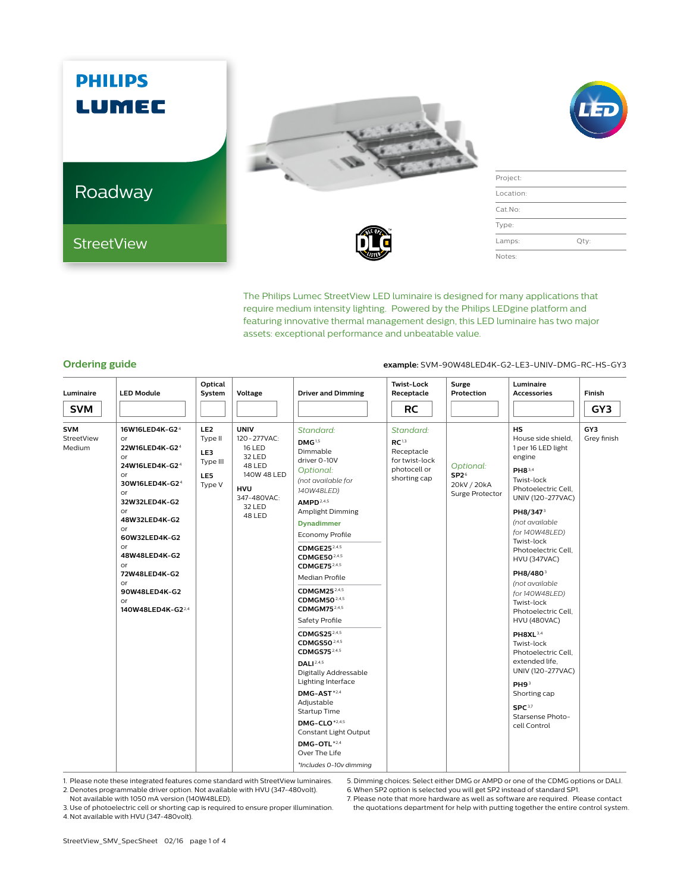# PHILIPS LUMEC

## Roadway

### StreetView

| | |
|---|---|
| Project: | |
| Location: | |
| Cat.No: | |
| Type: | |
| Lamps: | Qty: |
| Notes: | |

The Philips Lumec StreetView LED luminaire is designed for many applications that require medium intensity lighting. Powered by the Philips LEDgine platform and featuring innovative thermal management design, this LED luminaire has two major assets: exceptional performance and unbeatable value.

## Ordering guide

**example:** SVM-90W48LED4K-G2-LE3-UNIV-DMG-RC-HS-GY3

| Luminaire | LED Module | Optical System | Voltage | Driver and Dimming | Twist-Lock Receptacle | Surge Protection | Luminaire Accessories | Finish |
|---|---|---|---|---|---|---|---|---|
| **SVM** | | | | | **RC** | | | **GY3** |
| **SVM** StreetView Medium | **16W16LED4K-G2**[4] or **22W16LED4K-G2**[4] or **24W16LED4K-G2**[4] or **30W16LED4K-G2**[4] or **32W32LED4K-G2** or **48W32LED4K-G2** or **60W32LED4K-G2** or **48W48LED4K-G2** or **72W48LED4K-G2** or **90W48LED4K-G2** or **140W48LED4K-G2**[2,4] | **LE2** Type II<br>**LE3** Type III<br>**LE5** Type V | **UNIV** 120-277VAC: 16 LED, 32 LED, 48 LED, 140W 48 LED<br>**HVU** 347-480VAC: 32 LED, 48 LED | *Standard:*<br>**DMG**[1,5] Dimmable driver 0-10V<br>*Optional:* *(not available for 140W48LED)*<br>**AMPD**[2,4,5] Amplight Dimming<br>**Dynadimmer**<br>Economy Profile: **CDMGE25**[2,4,5] **CDMGE50**[2,4,5] **CDMGE75**[2,4,5]<br>Median Profile: **CDMGM25**[2,4,5] **CDMGM50**[2,4,5] **CDMGM75**[2,4,5]<br>Safety Profile: **CDMGS25**[2,4,5] **CDMGS50**[2,4,5] **CDMGS75**[2,4,5]<br>**DALI**[2,4,5] Digitally Addressable Lighting Interface<br>**DMG-AST***[2,4] Adjustable Startup Time<br>**DMG-CLO***[2,4,5] Constant Light Output<br>**DMG-OTL***[2,4] Over The Life<br>*Includes 0-10v dimming | *Standard:*<br>**RC**[1,3] Receptacle for twist-lock photocell or shorting cap | *Optional:*<br>**SP2**[6] 20kV / 20kA Surge Protector | **HS** House side shield, 1 per 16 LED light engine<br>**PH8**[3,4] Twist-lock Photoelectric Cell, UNIV (120-277VAC)<br>**PH8/347**[3] *(not available for 140W48LED)* Twist-lock Photoelectric Cell, HVU (347VAC)<br>**PH8/480**[3] *(not available for 140W48LED)* Twist-lock Photoelectric Cell, HVU (480VAC)<br>**PH8XL**[3,4] Twist-lock Photoelectric Cell, extended life, UNIV (120-277VAC)<br>**PH9**[3] Shorting cap<br>**SPC**[3,7] Starsense Photo-cell Control | **GY3** Grey finish |

1. Please note these integrated features come standard with StreetView luminaires.
2. Denotes programmable driver option. Not available with HVU (347-480volt). Not available with 1050 mA version (140W48LED).
3. Use of photoelectric cell or shorting cap is required to ensure proper illumination.
4. Not available with HVU (347-480volt).
5. Dimming choices: Select either DMG or AMPD or one of the CDMG options or DALI.
6. When SP2 option is selected you will get SP2 instead of standard SP1.
7. Please note that more hardware as well as software are required. Please contact the quotations department for help with putting together the entire control system.

StreetView_SMV_SpecSheet 02/16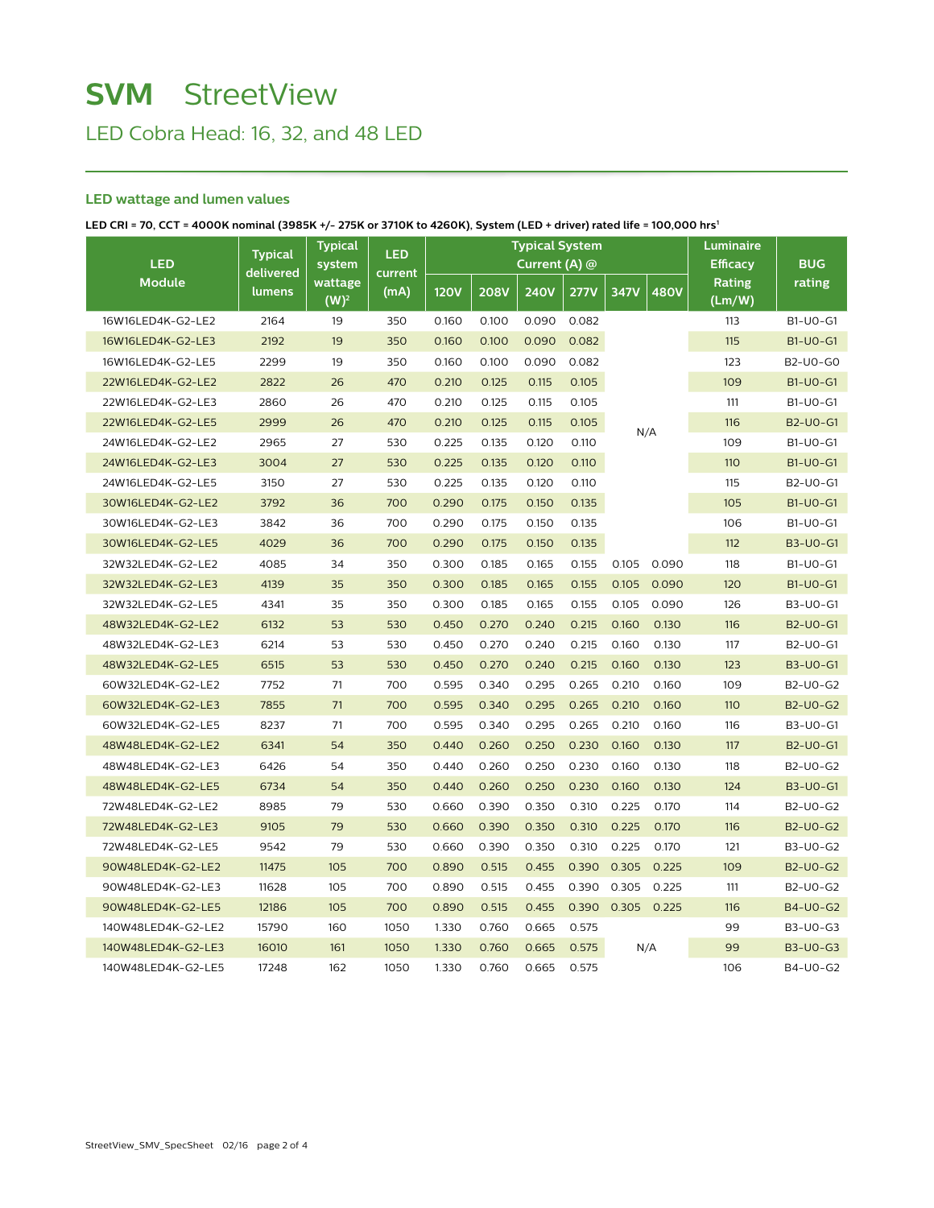# SVM StreetView

## LED Cobra Head: 16, 32, and 48 LED

### LED wattage and lumen values

**LED CRI = 70, CCT = 4000K nominal (3985K +/- 275K or 3710K to 4260K), System (LED + driver) rated life = 100,000 hrs[1]**

| LED Module | Typical delivered lumens | Typical system wattage (W)[2] | LED current (mA) | Typical System Current (A) @ | | | | | | Luminaire Efficacy Rating (Lm/W) | BUG rating |
|---|---|---|---|---|---|---|---|---|---|---|---|
| | | | | 120V | 208V | 240V | 277V | 347V | 480V | | |
| 16W16LED4K-G2-LE2 | 2164 | 19 | 350 | 0.160 | 0.100 | 0.090 | 0.082 | N/A | | 113 | B1-U0-G1 |
| 16W16LED4K-G2-LE3 | 2192 | 19 | 350 | 0.160 | 0.100 | 0.090 | 0.082 | | | 115 | B1-U0-G1 |
| 16W16LED4K-G2-LE5 | 2299 | 19 | 350 | 0.160 | 0.100 | 0.090 | 0.082 | | | 123 | B2-U0-G0 |
| 22W16LED4K-G2-LE2 | 2822 | 26 | 470 | 0.210 | 0.125 | 0.115 | 0.105 | | | 109 | B1-U0-G1 |
| 22W16LED4K-G2-LE3 | 2860 | 26 | 470 | 0.210 | 0.125 | 0.115 | 0.105 | | | 111 | B1-U0-G1 |
| 22W16LED4K-G2-LE5 | 2999 | 26 | 470 | 0.210 | 0.125 | 0.115 | 0.105 | | | 116 | B2-U0-G1 |
| 24W16LED4K-G2-LE2 | 2965 | 27 | 530 | 0.225 | 0.135 | 0.120 | 0.110 | | | 109 | B1-U0-G1 |
| 24W16LED4K-G2-LE3 | 3004 | 27 | 530 | 0.225 | 0.135 | 0.120 | 0.110 | | | 110 | B1-U0-G1 |
| 24W16LED4K-G2-LE5 | 3150 | 27 | 530 | 0.225 | 0.135 | 0.120 | 0.110 | | | 115 | B2-U0-G1 |
| 30W16LED4K-G2-LE2 | 3792 | 36 | 700 | 0.290 | 0.175 | 0.150 | 0.135 | | | 105 | B1-U0-G1 |
| 30W16LED4K-G2-LE3 | 3842 | 36 | 700 | 0.290 | 0.175 | 0.150 | 0.135 | | | 106 | B1-U0-G1 |
| 30W16LED4K-G2-LE5 | 4029 | 36 | 700 | 0.290 | 0.175 | 0.150 | 0.135 | | | 112 | B3-U0-G1 |
| 32W32LED4K-G2-LE2 | 4085 | 34 | 350 | 0.300 | 0.185 | 0.165 | 0.155 | 0.105 | 0.090 | 118 | B1-U0-G1 |
| 32W32LED4K-G2-LE3 | 4139 | 35 | 350 | 0.300 | 0.185 | 0.165 | 0.155 | 0.105 | 0.090 | 120 | B1-U0-G1 |
| 32W32LED4K-G2-LE5 | 4341 | 35 | 350 | 0.300 | 0.185 | 0.165 | 0.155 | 0.105 | 0.090 | 126 | B3-U0-G1 |
| 48W32LED4K-G2-LE2 | 6132 | 53 | 530 | 0.450 | 0.270 | 0.240 | 0.215 | 0.160 | 0.130 | 116 | B2-U0-G1 |
| 48W32LED4K-G2-LE3 | 6214 | 53 | 530 | 0.450 | 0.270 | 0.240 | 0.215 | 0.160 | 0.130 | 117 | B2-U0-G1 |
| 48W32LED4K-G2-LE5 | 6515 | 53 | 530 | 0.450 | 0.270 | 0.240 | 0.215 | 0.160 | 0.130 | 123 | B3-U0-G1 |
| 60W32LED4K-G2-LE2 | 7752 | 71 | 700 | 0.595 | 0.340 | 0.295 | 0.265 | 0.210 | 0.160 | 109 | B2-U0-G2 |
| 60W32LED4K-G2-LE3 | 7855 | 71 | 700 | 0.595 | 0.340 | 0.295 | 0.265 | 0.210 | 0.160 | 110 | B2-U0-G2 |
| 60W32LED4K-G2-LE5 | 8237 | 71 | 700 | 0.595 | 0.340 | 0.295 | 0.265 | 0.210 | 0.160 | 116 | B3-U0-G1 |
| 48W48LED4K-G2-LE2 | 6341 | 54 | 350 | 0.440 | 0.260 | 0.250 | 0.230 | 0.160 | 0.130 | 117 | B2-U0-G1 |
| 48W48LED4K-G2-LE3 | 6426 | 54 | 350 | 0.440 | 0.260 | 0.250 | 0.230 | 0.160 | 0.130 | 118 | B2-U0-G2 |
| 48W48LED4K-G2-LE5 | 6734 | 54 | 350 | 0.440 | 0.260 | 0.250 | 0.230 | 0.160 | 0.130 | 124 | B3-U0-G1 |
| 72W48LED4K-G2-LE2 | 8985 | 79 | 530 | 0.660 | 0.390 | 0.350 | 0.310 | 0.225 | 0.170 | 114 | B2-U0-G2 |
| 72W48LED4K-G2-LE3 | 9105 | 79 | 530 | 0.660 | 0.390 | 0.350 | 0.310 | 0.225 | 0.170 | 116 | B2-U0-G2 |
| 72W48LED4K-G2-LE5 | 9542 | 79 | 530 | 0.660 | 0.390 | 0.350 | 0.310 | 0.225 | 0.170 | 121 | B3-U0-G2 |
| 90W48LED4K-G2-LE2 | 11475 | 105 | 700 | 0.890 | 0.515 | 0.455 | 0.390 | 0.305 | 0.225 | 109 | B2-U0-G2 |
| 90W48LED4K-G2-LE3 | 11628 | 105 | 700 | 0.890 | 0.515 | 0.455 | 0.390 | 0.305 | 0.225 | 111 | B2-U0-G2 |
| 90W48LED4K-G2-LE5 | 12186 | 105 | 700 | 0.890 | 0.515 | 0.455 | 0.390 | 0.305 | 0.225 | 116 | B4-U0-G2 |
| 140W48LED4K-G2-LE2 | 15790 | 160 | 1050 | 1.330 | 0.760 | 0.665 | 0.575 | N/A | | 99 | B3-U0-G3 |
| 140W48LED4K-G2-LE3 | 16010 | 161 | 1050 | 1.330 | 0.760 | 0.665 | 0.575 | | | 99 | B3-U0-G3 |
| 140W48LED4K-G2-LE5 | 17248 | 162 | 1050 | 1.330 | 0.760 | 0.665 | 0.575 | | | 106 | B4-U0-G2 |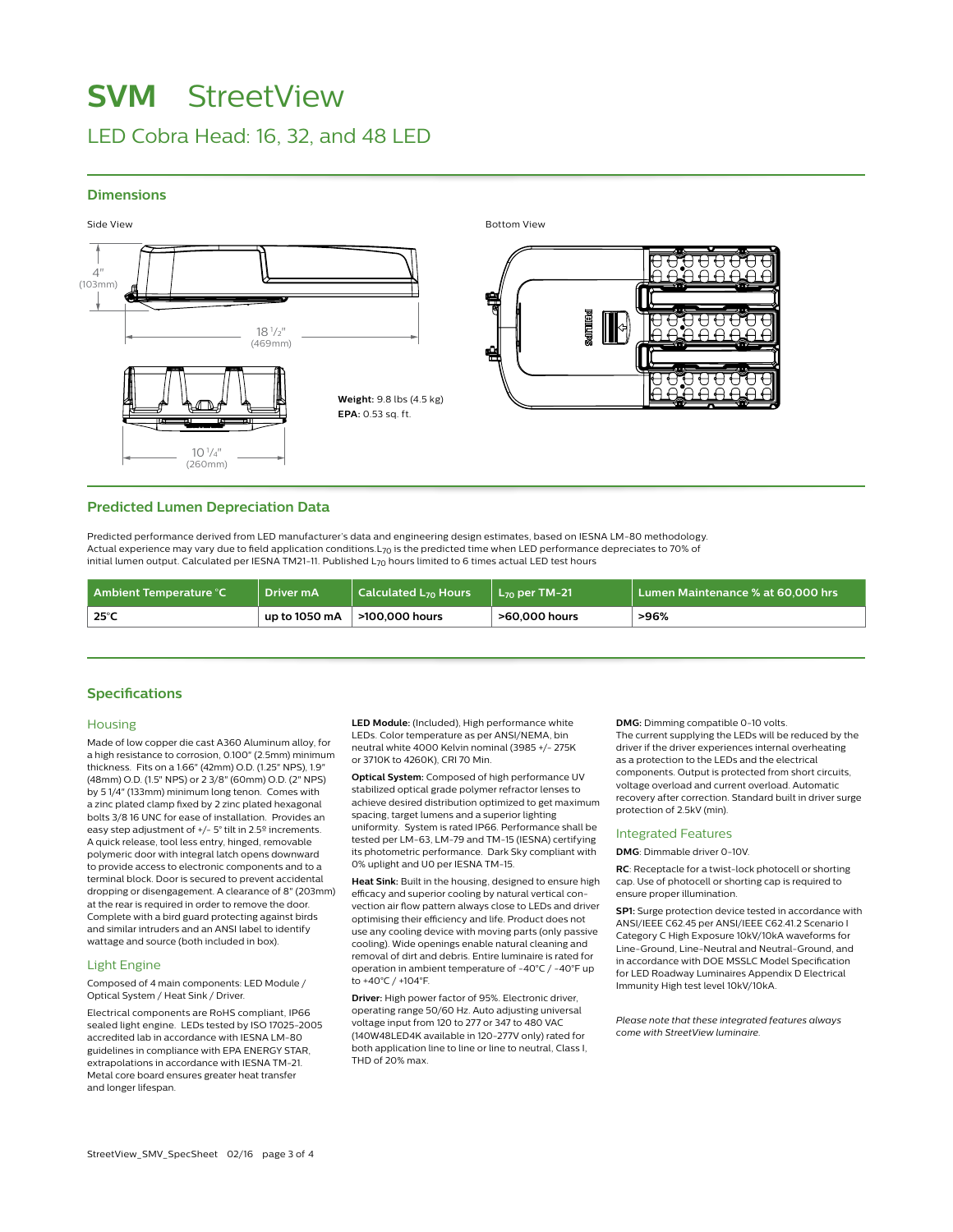# SVM StreetView

## LED Cobra Head: 16, 32, and 48 LED

### Dimensions

Side View

4" (103mm)

18 1/2" (469mm)

10 1/4" (260mm)

**Weight:** 9.8 lbs (4.5 kg)
**EPA:** 0.53 sq. ft.

Bottom View

### Predicted Lumen Depreciation Data

Predicted performance derived from LED manufacturer's data and engineering design estimates, based on IESNA LM-80 methodology. Actual experience may vary due to field application conditions. $L_{70}$ is the predicted time when LED performance depreciates to 70% of initial lumen output. Calculated per IESNA TM21-11. Published $L_{70}$ hours limited to 6 times actual LED test hours

| Ambient Temperature °C | Driver mA | Calculated $L_{70}$ Hours | $L_{70}$ per TM-21 | Lumen Maintenance % at 60,000 hrs |
|---|---|---|---|---|
| **25°C** | **up to 1050 mA** | **>100,000 hours** | **>60,000 hours** | **>96%** |

### Specifications

#### Housing

Made of low copper die cast A360 Aluminum alloy, for a high resistance to corrosion, 0.100" (2.5mm) minimum thickness. Fits on a 1.66" (42mm) O.D. (1.25" NPS), 1.9" (48mm) O.D. (1.5" NPS) or 2 3/8" (60mm) O.D. (2" NPS) by 5 1/4" (133mm) minimum long tenon. Comes with a zinc plated clamp fixed by 2 zinc plated hexagonal bolts 3/8 16 UNC for ease of installation. Provides an easy step adjustment of +/- 5° tilt in 2.5º increments. A quick release, tool less entry, hinged, removable polymeric door with integral latch opens downward to provide access to electronic components and to a terminal block. Door is secured to prevent accidental dropping or disengagement. A clearance of 8" (203mm) at the rear is required in order to remove the door. Complete with a bird guard protecting against birds and similar intruders and an ANSI label to identify wattage and source (both included in box).

#### Light Engine

Composed of 4 main components: LED Module / Optical System / Heat Sink / Driver.

Electrical components are RoHS compliant, IP66 sealed light engine. LEDs tested by ISO 17025-2005 accredited lab in accordance with IESNA LM-80 guidelines in compliance with EPA ENERGY STAR, extrapolations in accordance with IESNA TM-21. Metal core board ensures greater heat transfer and longer lifespan.

**LED Module:** (Included), High performance white LEDs. Color temperature as per ANSI/NEMA, bin neutral white 4000 Kelvin nominal (3985 +/- 275K or 3710K to 4260K), CRI 70 Min.

**Optical System:** Composed of high performance UV stabilized optical grade polymer refractor lenses to achieve desired distribution optimized to get maximum spacing, target lumens and a superior lighting uniformity. System is rated IP66. Performance shall be tested per LM-63, LM-79 and TM-15 (IESNA) certifying its photometric performance. Dark Sky compliant with 0% uplight and U0 per IESNA TM-15.

**Heat Sink:** Built in the housing, designed to ensure high efficacy and superior cooling by natural vertical convection air flow pattern always close to LEDs and driver optimising their efficiency and life. Product does not use any cooling device with moving parts (only passive cooling). Wide openings enable natural cleaning and removal of dirt and debris. Entire luminaire is rated for operation in ambient temperature of -40°C / -40°F up to +40°C / +104°F.

**Driver:** High power factor of 95%. Electronic driver, operating range 50/60 Hz. Auto adjusting universal voltage input from 120 to 277 or 347 to 480 VAC (140W48LED4K available in 120-277V only) rated for both application line to line or line to neutral, Class I, THD of 20% max.

**DMG:** Dimming compatible 0-10 volts.
The current supplying the LEDs will be reduced by the driver if the driver experiences internal overheating as a protection to the LEDs and the electrical components. Output is protected from short circuits, voltage overload and current overload. Automatic recovery after correction. Standard built in driver surge protection of 2.5kV (min).

#### Integrated Features

**DMG**: Dimmable driver 0-10V.

**RC**: Receptacle for a twist-lock photocell or shorting cap. Use of photocell or shorting cap is required to ensure proper illumination.

**SP1:** Surge protection device tested in accordance with ANSI/IEEE C62.45 per ANSI/IEEE C62.41.2 Scenario I Category C High Exposure 10kV/10kA waveforms for Line-Ground, Line-Neutral and Neutral-Ground, and in accordance with DOE MSSLC Model Specification for LED Roadway Luminaires Appendix D Electrical Immunity High test level 10kV/10kA.

*Please note that these integrated features always come with StreetView luminaire.*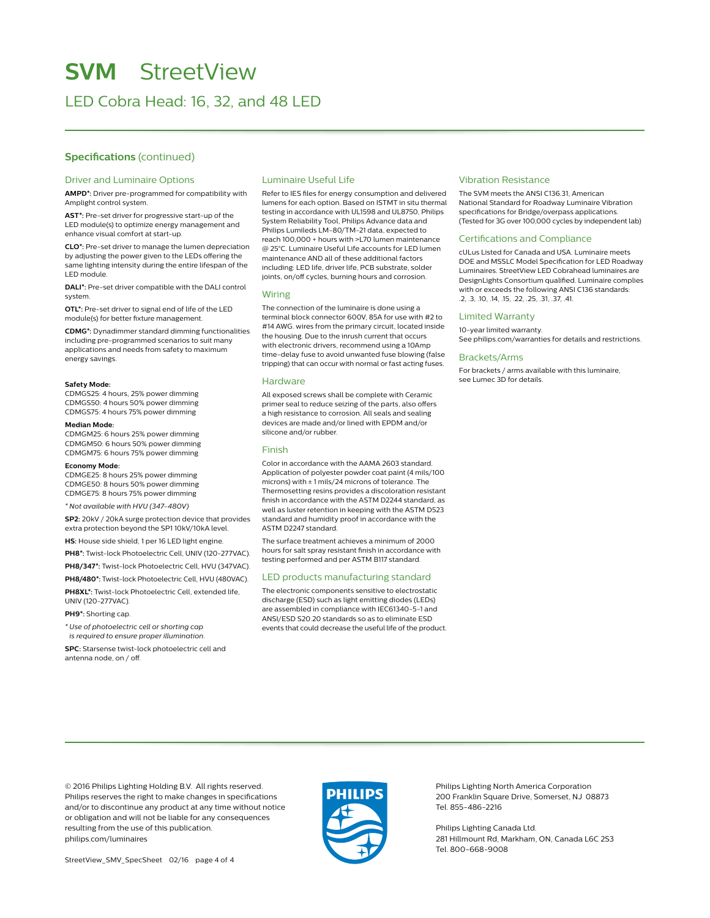# SVM StreetView

## LED Cobra Head: 16, 32, and 48 LED

## Specifications (continued)

### Driver and Luminaire Options

**AMPD*:** Driver pre-programmed for compatibility with Amplight control system.

**AST*:** Pre-set driver for progressive start-up of the LED module(s) to optimize energy management and enhance visual comfort at start-up.

**CLO*:** Pre-set driver to manage the lumen depreciation by adjusting the power given to the LEDs offering the same lighting intensity during the entire lifespan of the LED module.

**DALI*:** Pre-set driver compatible with the DALI control system.

**OTL*:** Pre-set driver to signal end of life of the LED module(s) for better fixture management.

**CDMG*:** Dynadimmer standard dimming functionalities including pre-programmed scenarios to suit many applications and needs from safety to maximum energy savings.

**Safety Mode:**
CDMGS25: 4 hours, 25% power dimming
CDMGS50: 4 hours 50% power dimming
CDMGS75: 4 hours 75% power dimming

**Median Mode:**
CDMGM25: 6 hours 25% power dimming
CDMGM50: 6 hours 50% power dimming
CDMGM75: 6 hours 75% power dimming

**Economy Mode:**
CDMGE25: 8 hours 25% power dimming
CDMGE50: 8 hours 50% power dimming
CDMGE75: 8 hours 75% power dimming

*\* Not available with HVU (347-480V)*

**SP2:** 20kV / 20kA surge protection device that provides extra protection beyond the SP1 10kV/10kA level.

**HS:** House side shield, 1 per 16 LED light engine.

**PH8*:** Twist-lock Photoelectric Cell, UNIV (120-277VAC).

**PH8/347*:** Twist-lock Photoelectric Cell, HVU (347VAC).

**PH8/480*:** Twist-lock Photoelectric Cell, HVU (480VAC).

**PH8XL*:** Twist-lock Photoelectric Cell, extended life, UNIV (120-277VAC).

**PH9*:** Shorting cap.

*\* Use of photoelectric cell or shorting cap is required to ensure proper illumination.*

**SPC:** Starsense twist-lock photoelectric cell and antenna node, on / off.

### Luminaire Useful Life

Refer to IES files for energy consumption and delivered lumens for each option. Based on ISTMT in situ thermal testing in accordance with UL1598 and UL8750, Philips System Reliability Tool, Philips Advance data and Philips Lumileds LM-80/TM-21 data, expected to reach 100,000 + hours with >L70 lumen maintenance @ 25°C. Luminaire Useful Life accounts for LED lumen maintenance AND all of these additional factors including: LED life, driver life, PCB substrate, solder joints, on/off cycles, burning hours and corrosion.

### Wiring

The connection of the luminaire is done using a terminal block connector 600V, 85A for use with #2 to #14 AWG. wires from the primary circuit, located inside the housing. Due to the inrush current that occurs with electronic drivers, recommend using a 10Amp time-delay fuse to avoid unwanted fuse blowing (false tripping) that can occur with normal or fast acting fuses.

### Hardware

All exposed screws shall be complete with Ceramic primer seal to reduce seizing of the parts, also offers a high resistance to corrosion. All seals and sealing devices are made and/or lined with EPDM and/or silicone and/or rubber.

### Finish

Color in accordance with the AAMA 2603 standard. Application of polyester powder coat paint (4 mils/100 microns) with ± 1 mils/24 microns of tolerance. The Thermosetting resins provides a discoloration resistant finish in accordance with the ASTM D2244 standard, as well as luster retention in keeping with the ASTM D523 standard and humidity proof in accordance with the ASTM D2247 standard.

The surface treatment achieves a minimum of 2000 hours for salt spray resistant finish in accordance with testing performed and per ASTM B117 standard.

### LED products manufacturing standard

The electronic components sensitive to electrostatic discharge (ESD) such as light emitting diodes (LEDs) are assembled in compliance with IEC61340-5-1 and ANSI/ESD S20.20 standards so as to eliminate ESD events that could decrease the useful life of the product.

### Vibration Resistance

The SVM meets the ANSI C136.31, American National Standard for Roadway Luminaire Vibration specifications for Bridge/overpass applications. (Tested for 3G over 100,000 cycles by independent lab)

### Certifications and Compliance

cULus Listed for Canada and USA. Luminaire meets DOE and MSSLC Model Specification for LED Roadway Luminaires. StreetView LED Cobrahead luminaires are DesignLights Consortium qualified. Luminaire complies with or exceeds the following ANSI C136 standards: .2, .3, .10, .14, .15, .22, .25, .31, .37, .41.

### Limited Warranty

10-year limited warranty.
See philips.com/warranties for details and restrictions.

### Brackets/Arms

For brackets / arms available with this luminaire, see Lumec 3D for details.

---

© 2016 Philips Lighting Holding B.V. All rights reserved. Philips reserves the right to make changes in specifications and/or to discontinue any product at any time without notice or obligation and will not be liable for any consequences resulting from the use of this publication.
philips.com/luminaires

StreetView_SMV_SpecSheet 02/16

PHILIPS

Philips Lighting North America Corporation
200 Franklin Square Drive, Somerset, NJ 08873
Tel. 855-486-2216

Philips Lighting Canada Ltd.
281 Hillmount Rd, Markham, ON, Canada L6C 2S3
Tel. 800-668-9008